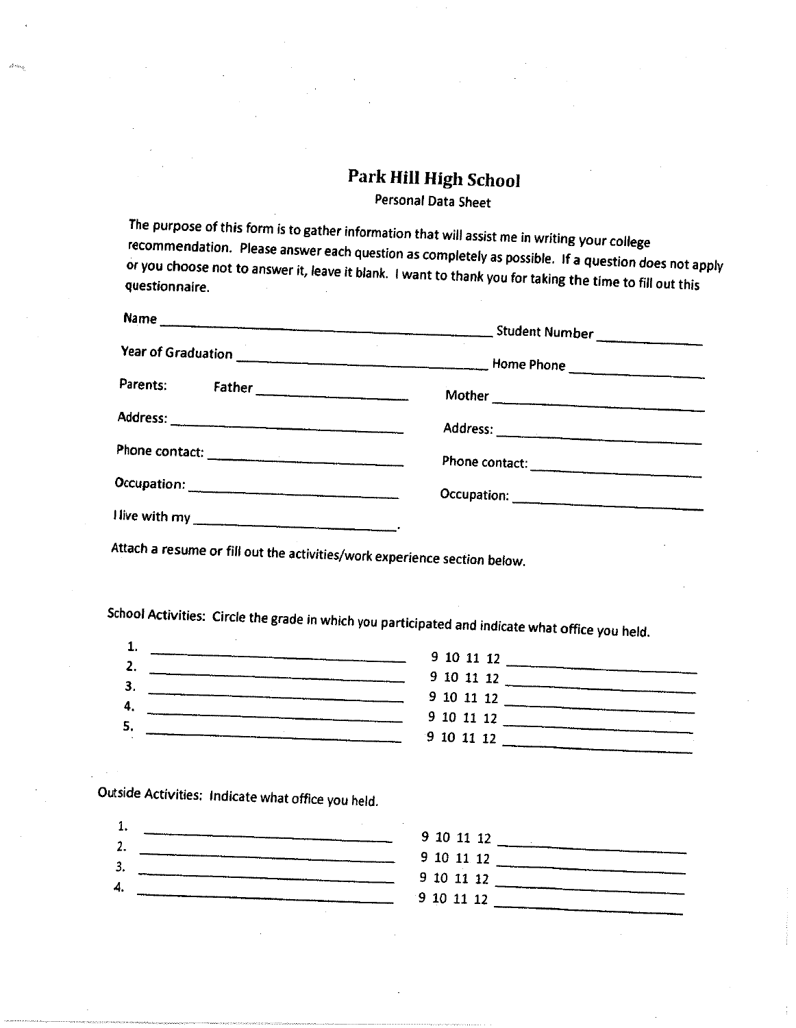# Park Hill High School

Personal Data Sheet

The purpose of this form is to gather information that will assist me in writing your college recommendation. Please answer each question as completely as possible. If a question does not apply or you choose not to answer it, leave it blank. I want to thank you for taking the time to fill out this questionnaire.

Name ______________________________ Student Number ____________

Year of Graduation ______________________ Home Phone ____________

Parents: Father ____________________ Mother ____________________

Address: ____________________ Address: ____________________

Phone contact: ____________________ Phone contact: ____________________

Occupation: ____________________ Occupation: ____________________

I live with my ____________________.

Attach a resume or fill out the activities/work experience section below.

School Activities: Circle the grade in which you participated and indicate what office you held.

1. ____________________ 9 10 11 12 ____________________
2. ____________________ 9 10 11 12 ____________________
3. ____________________ 9 10 11 12 ____________________
4. ____________________ 9 10 11 12 ____________________
5. ____________________ 9 10 11 12 ____________________

Outside Activities: Indicate what office you held.

1. ____________________ 9 10 11 12 ____________________
2. ____________________ 9 10 11 12 ____________________
3. ____________________ 9 10 11 12 ____________________
4. ____________________ 9 10 11 12 ____________________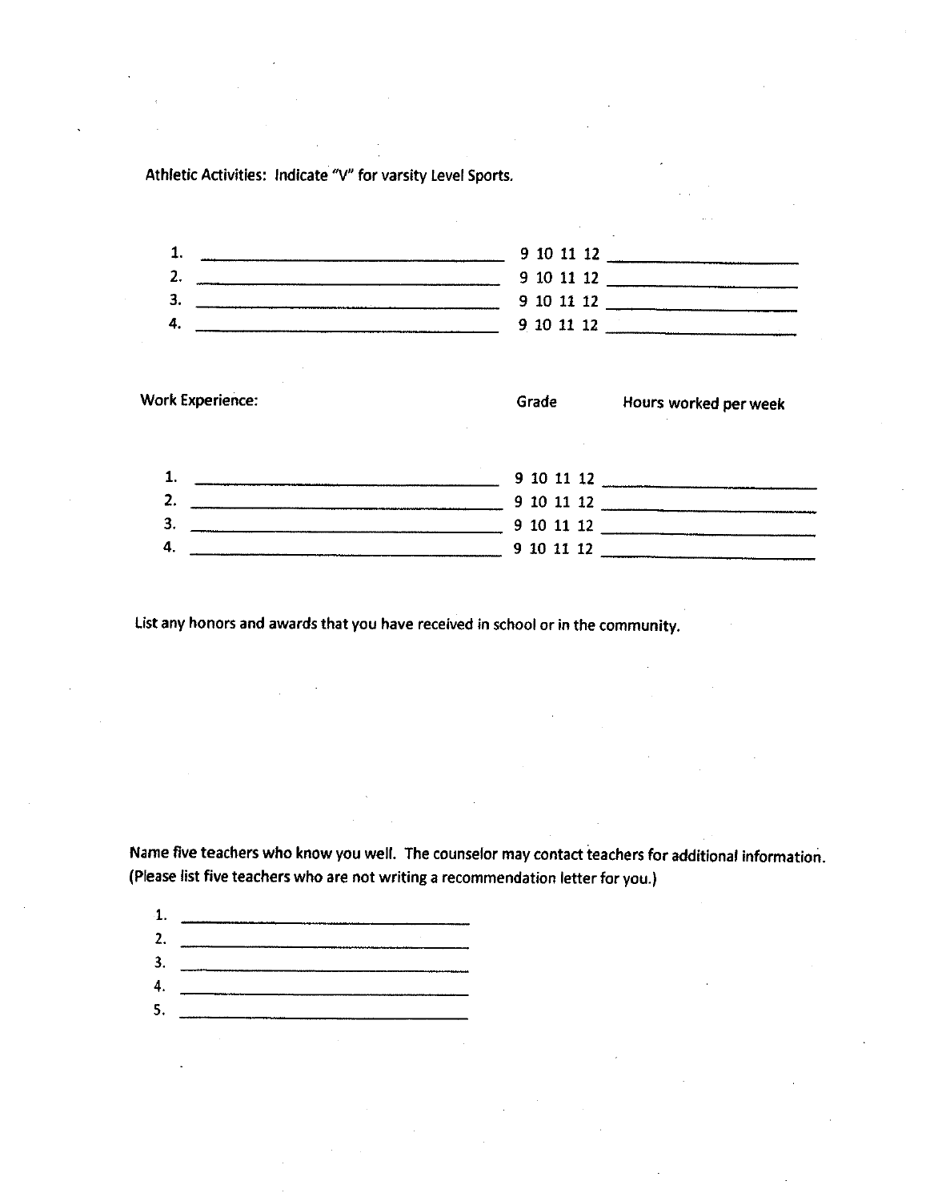Athletic Activities: Indicate "V" for varsity Level Sports.

1. ______________________________ 9 10 11 12 ____________________
2. ______________________________ 9 10 11 12 ____________________
3. ______________________________ 9 10 11 12 ____________________
4. ______________________________ 9 10 11 12 ____________________

Work Experience: Grade Hours worked per week

1. ______________________________ 9 10 11 12 ____________________
2. ______________________________ 9 10 11 12 ____________________
3. ______________________________ 9 10 11 12 ____________________
4. ______________________________ 9 10 11 12 ____________________

List any honors and awards that you have received in school or in the community.

Name five teachers who know you well. The counselor may contact teachers for additional information. (Please list five teachers who are not writing a recommendation letter for you.)

1. ______________________________
2. ______________________________
3. ______________________________
4. ______________________________
5. ______________________________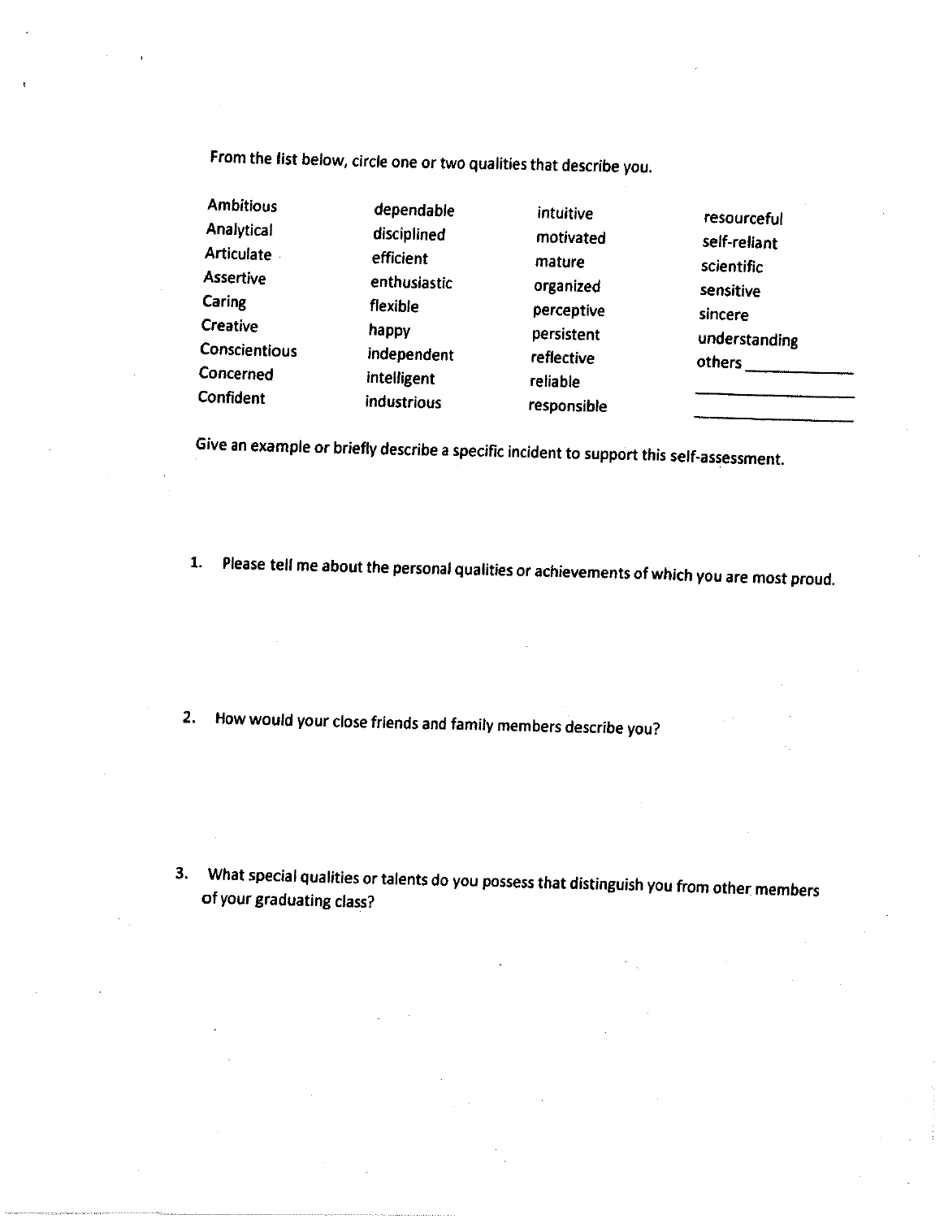From the list below, circle one or two qualities that describe you.

| | | | |
|---|---|---|---|
| Ambitious | dependable | intuitive | resourceful |
| Analytical | disciplined | motivated | self-reliant |
| Articulate | efficient | mature | scientific |
| Assertive | enthusiastic | organized | sensitive |
| Caring | flexible | perceptive | sincere |
| Creative | happy | persistent | understanding |
| Conscientious | independent | reflective | others ___________ |
| Concerned | intelligent | reliable | ___________ |
| Confident | industrious | responsible | ___________ |

Give an example or briefly describe a specific incident to support this self-assessment.

1. Please tell me about the personal qualities or achievements of which you are most proud.

2. How would your close friends and family members describe you?

3. What special qualities or talents do you possess that distinguish you from other members of your graduating class?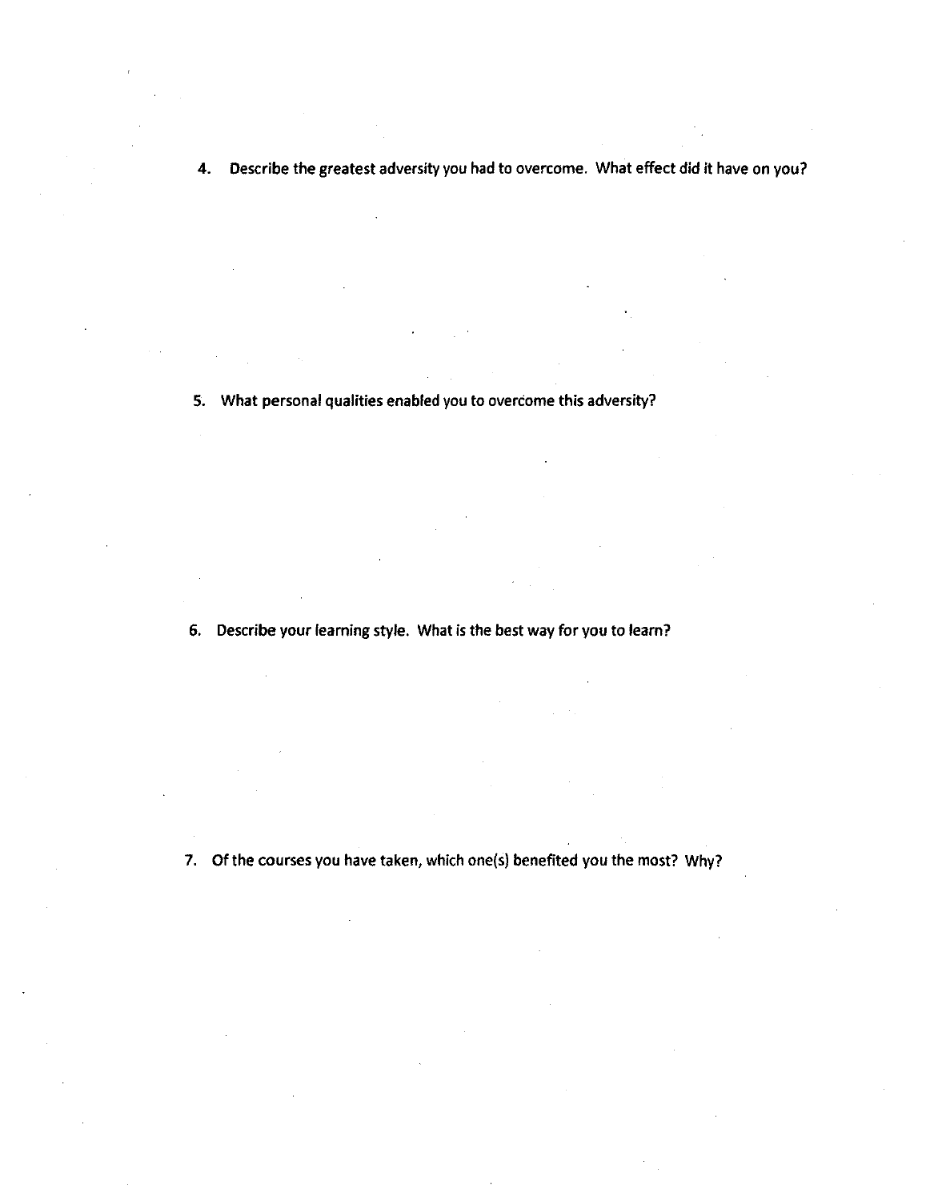4. Describe the greatest adversity you had to overcome. What effect did it have on you?

5. What personal qualities enabled you to overcome this adversity?

6. Describe your learning style. What is the best way for you to learn?

7. Of the courses you have taken, which one(s) benefited you the most? Why?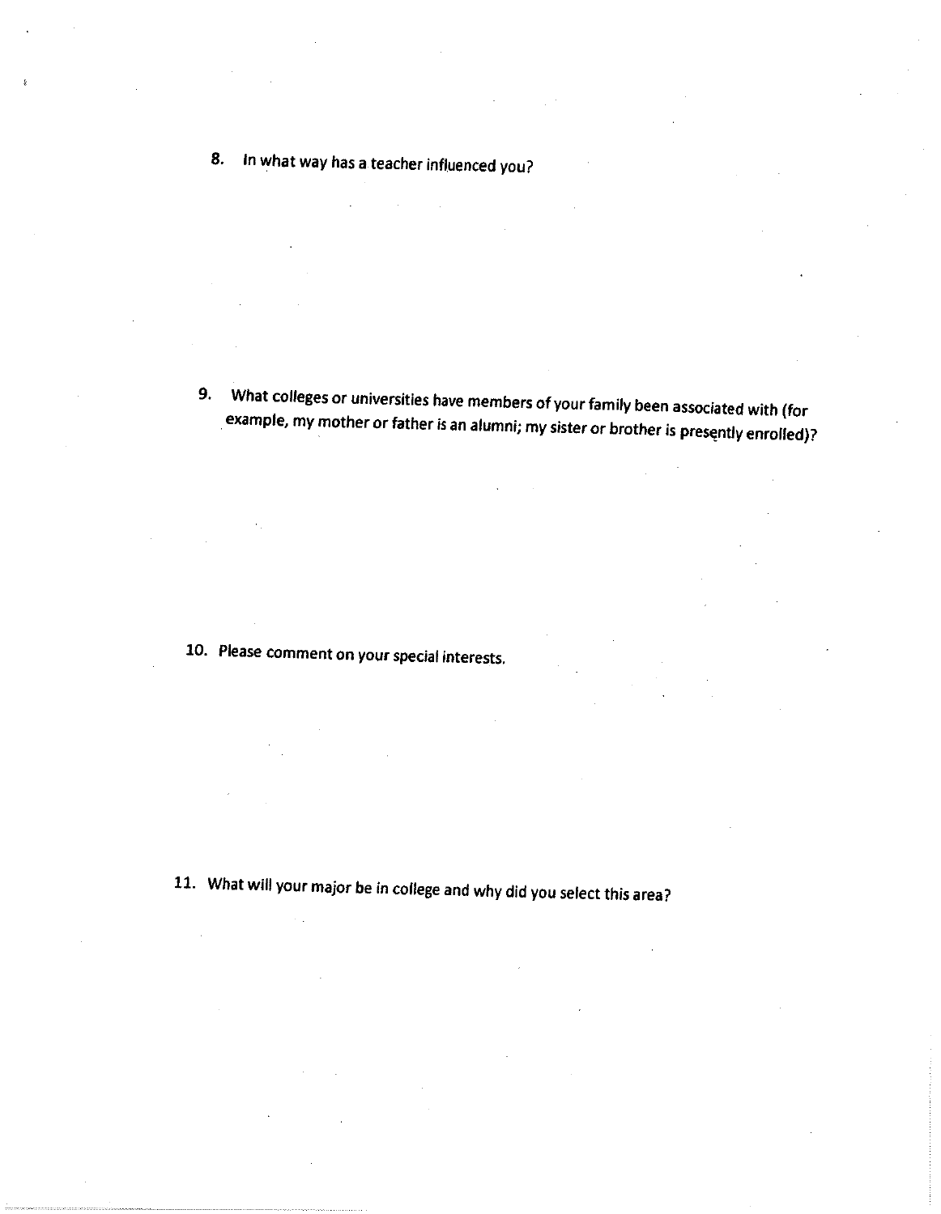8. In what way has a teacher influenced you?

9. What colleges or universities have members of your family been associated with (for example, my mother or father is an alumni; my sister or brother is presently enrolled)?

10. Please comment on your special interests.

11. What will your major be in college and why did you select this area?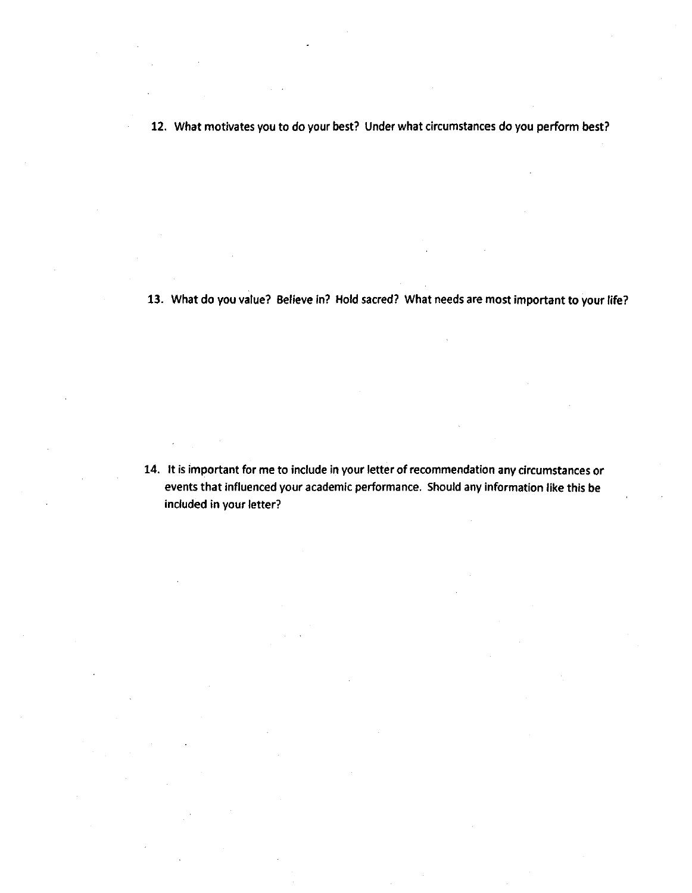12. What motivates you to do your best? Under what circumstances do you perform best?

13. What do you value? Believe in? Hold sacred? What needs are most important to your life?

14. It is important for me to include in your letter of recommendation any circumstances or events that influenced your academic performance. Should any information like this be included in your letter?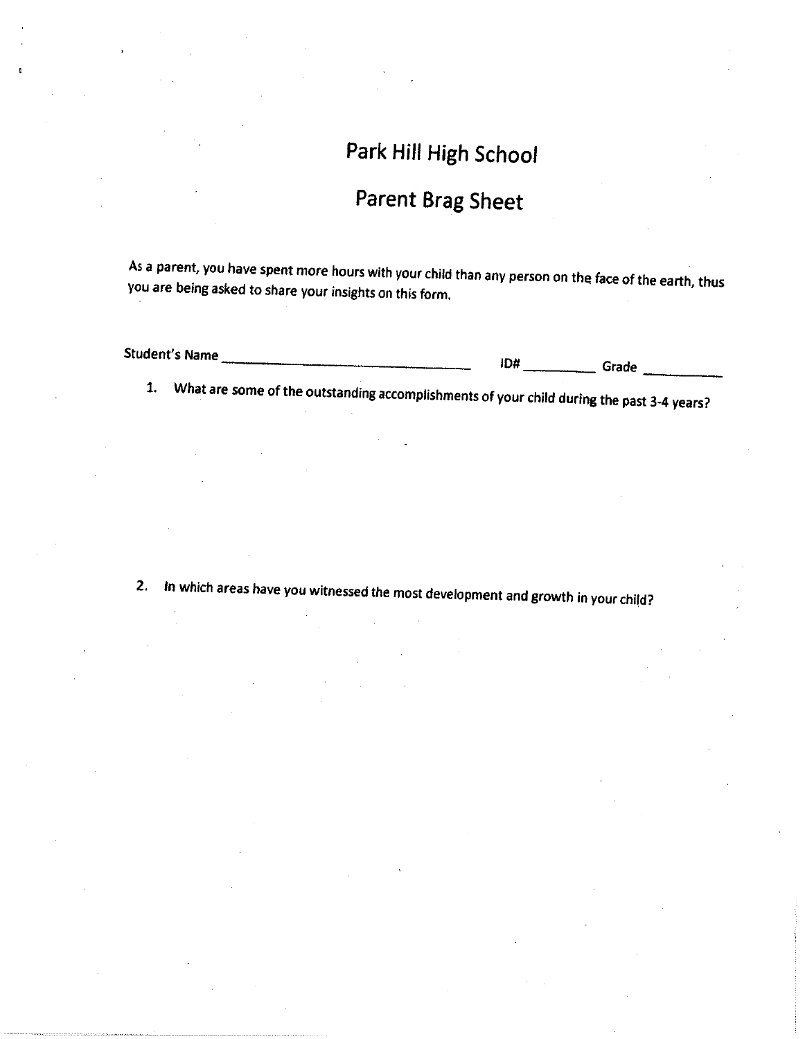# Park Hill High School

## Parent Brag Sheet

As a parent, you have spent more hours with your child than any person on the face of the earth, thus you are being asked to share your insights on this form.

Student's Name ______________________________ ID# __________ Grade __________

1. What are some of the outstanding accomplishments of your child during the past 3-4 years?

2. In which areas have you witnessed the most development and growth in your child?